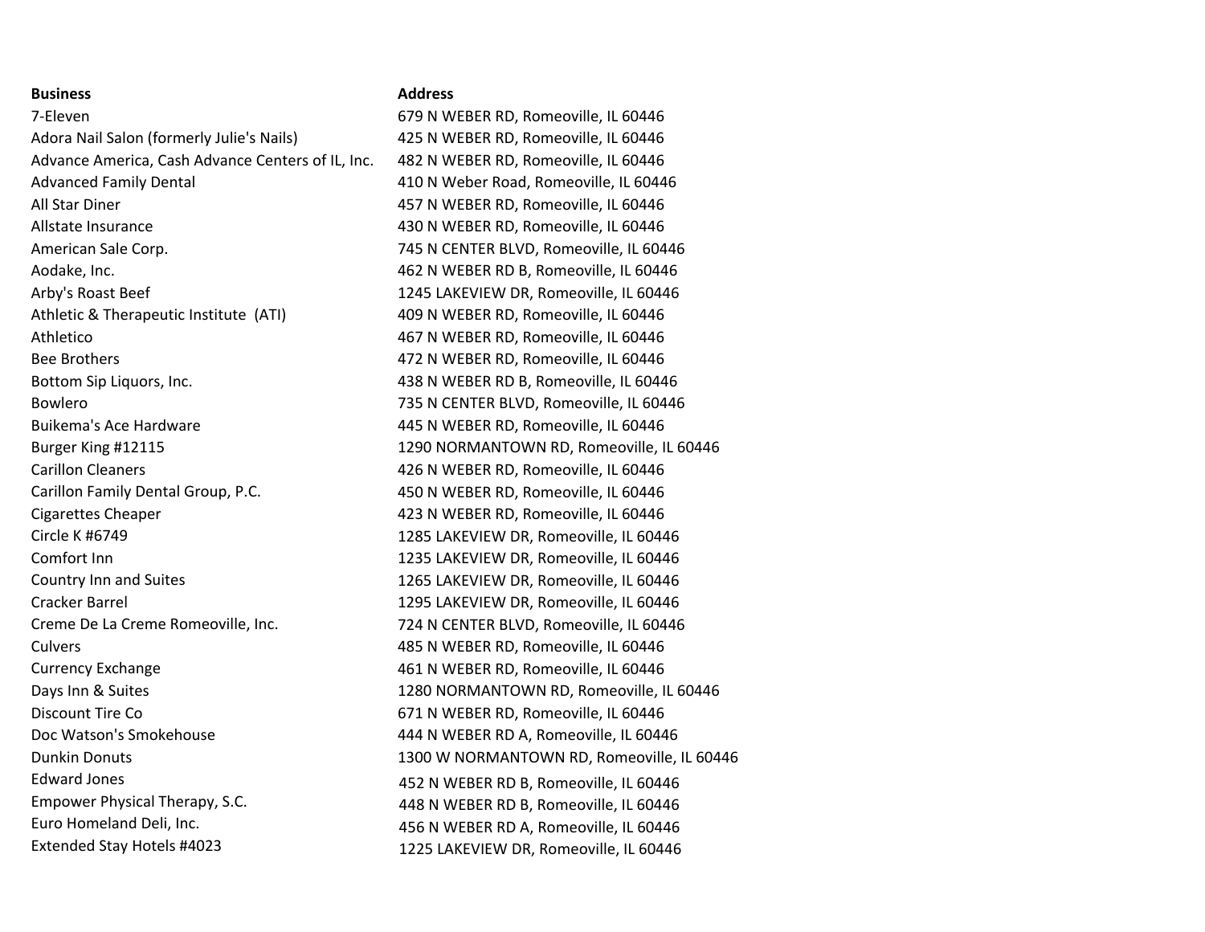| Business | Address |
| --- | --- |
| 7-Eleven | 679 N WEBER RD, Romeoville, IL 60446 |
| Adora Nail Salon (formerly Julie's Nails) | 425 N WEBER RD, Romeoville, IL 60446 |
| Advance America, Cash Advance Centers of IL, Inc. | 482 N WEBER RD, Romeoville, IL 60446 |
| Advanced Family Dental | 410 N Weber Road, Romeoville, IL 60446 |
| All Star Diner | 457 N WEBER RD, Romeoville, IL 60446 |
| Allstate Insurance | 430 N WEBER RD, Romeoville, IL 60446 |
| American Sale Corp. | 745 N CENTER BLVD, Romeoville, IL 60446 |
| Aodake, Inc. | 462 N WEBER RD B, Romeoville, IL 60446 |
| Arby's Roast Beef | 1245 LAKEVIEW DR, Romeoville, IL 60446 |
| Athletic & Therapeutic Institute (ATI) | 409 N WEBER RD, Romeoville, IL 60446 |
| Athletico | 467 N WEBER RD, Romeoville, IL 60446 |
| Bee Brothers | 472 N WEBER RD, Romeoville, IL 60446 |
| Bottom Sip Liquors, Inc. | 438 N WEBER RD B, Romeoville, IL 60446 |
| Bowlero | 735 N CENTER BLVD, Romeoville, IL 60446 |
| Buikema's Ace Hardware | 445 N WEBER RD, Romeoville, IL 60446 |
| Burger King #12115 | 1290 NORMANTOWN RD, Romeoville, IL 60446 |
| Carillon Cleaners | 426 N WEBER RD, Romeoville, IL 60446 |
| Carillon Family Dental Group, P.C. | 450 N WEBER RD, Romeoville, IL 60446 |
| Cigarettes Cheaper | 423 N WEBER RD, Romeoville, IL 60446 |
| Circle K #6749 | 1285 LAKEVIEW DR, Romeoville, IL 60446 |
| Comfort Inn | 1235 LAKEVIEW DR, Romeoville, IL 60446 |
| Country Inn and Suites | 1265 LAKEVIEW DR, Romeoville, IL 60446 |
| Cracker Barrel | 1295 LAKEVIEW DR, Romeoville, IL 60446 |
| Creme De La Creme Romeoville, Inc. | 724 N CENTER BLVD, Romeoville, IL 60446 |
| Culvers | 485 N WEBER RD, Romeoville, IL 60446 |
| Currency Exchange | 461 N WEBER RD, Romeoville, IL 60446 |
| Days Inn & Suites | 1280 NORMANTOWN RD, Romeoville, IL 60446 |
| Discount Tire Co | 671 N WEBER RD, Romeoville, IL 60446 |
| Doc Watson's Smokehouse | 444 N WEBER RD A, Romeoville, IL 60446 |
| Dunkin Donuts | 1300 W NORMANTOWN RD, Romeoville, IL 60446 |
| Edward Jones | 452 N WEBER RD B, Romeoville, IL 60446 |
| Empower Physical Therapy, S.C. | 448 N WEBER RD B, Romeoville, IL 60446 |
| Euro Homeland Deli, Inc. | 456 N WEBER RD A, Romeoville, IL 60446 |
| Extended Stay Hotels #4023 | 1225 LAKEVIEW DR, Romeoville, IL 60446 |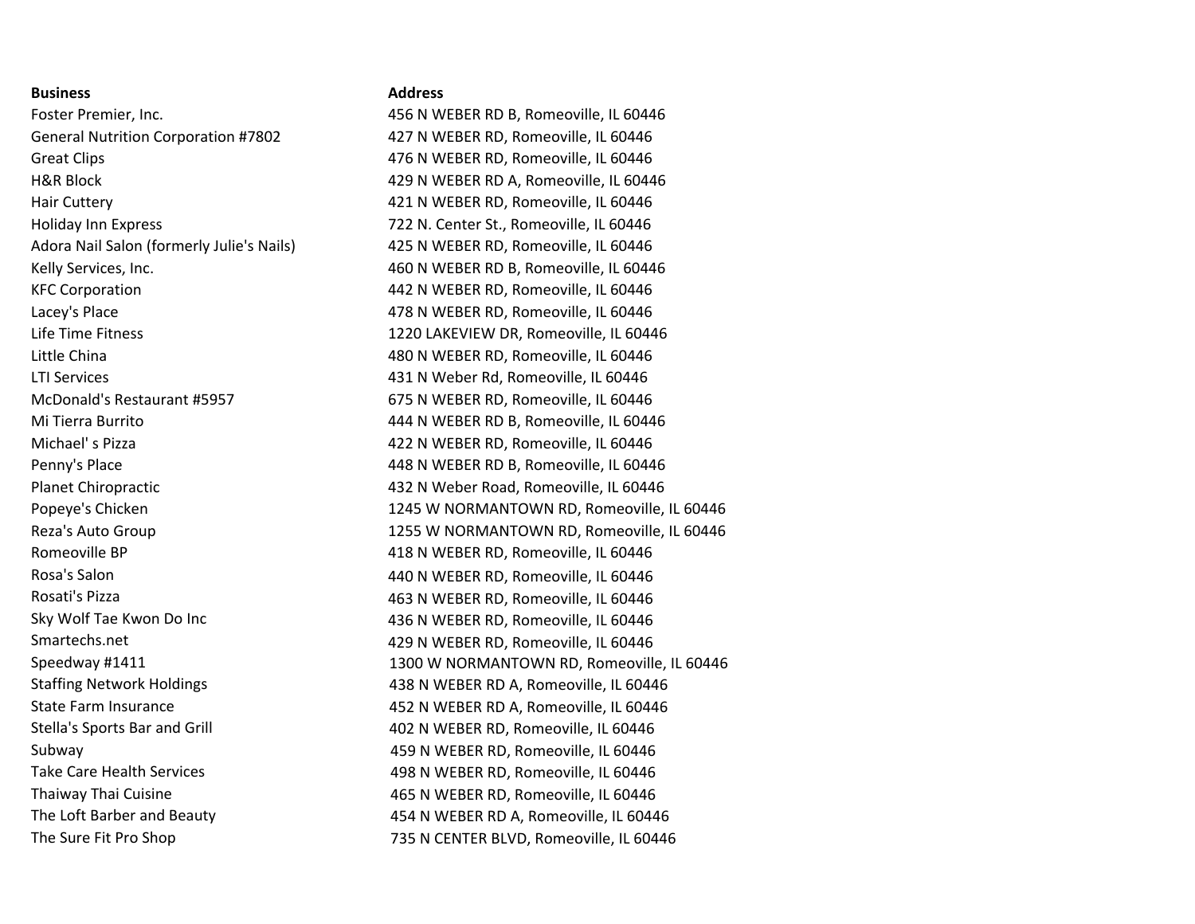| Business | Address |
| --- | --- |
| Foster Premier, Inc. | 456 N WEBER RD B, Romeoville, IL 60446 |
| General Nutrition Corporation #7802 | 427 N WEBER RD, Romeoville, IL 60446 |
| Great Clips | 476 N WEBER RD, Romeoville, IL 60446 |
| H&R Block | 429 N WEBER RD A, Romeoville, IL 60446 |
| Hair Cuttery | 421 N WEBER RD, Romeoville, IL 60446 |
| Holiday Inn Express | 722 N. Center St., Romeoville, IL 60446 |
| Adora Nail Salon (formerly Julie's Nails) | 425 N WEBER RD, Romeoville, IL 60446 |
| Kelly Services, Inc. | 460 N WEBER RD B, Romeoville, IL 60446 |
| KFC Corporation | 442 N WEBER RD, Romeoville, IL 60446 |
| Lacey's Place | 478 N WEBER RD, Romeoville, IL 60446 |
| Life Time Fitness | 1220 LAKEVIEW DR, Romeoville, IL 60446 |
| Little China | 480 N WEBER RD, Romeoville, IL 60446 |
| LTI Services | 431 N Weber Rd, Romeoville, IL 60446 |
| McDonald's Restaurant #5957 | 675 N WEBER RD, Romeoville, IL 60446 |
| Mi Tierra Burrito | 444 N WEBER RD B, Romeoville, IL 60446 |
| Michael' s Pizza | 422 N WEBER RD, Romeoville, IL 60446 |
| Penny's Place | 448 N WEBER RD B, Romeoville, IL 60446 |
| Planet Chiropractic | 432 N Weber Road, Romeoville, IL 60446 |
| Popeye's Chicken | 1245 W NORMANTOWN RD, Romeoville, IL 60446 |
| Reza's Auto Group | 1255 W NORMANTOWN RD, Romeoville, IL 60446 |
| Romeoville BP | 418 N WEBER RD, Romeoville, IL 60446 |
| Rosa's Salon | 440 N WEBER RD, Romeoville, IL 60446 |
| Rosati's Pizza | 463 N WEBER RD, Romeoville, IL 60446 |
| Sky Wolf Tae Kwon Do Inc | 436 N WEBER RD, Romeoville, IL 60446 |
| Smartechs.net | 429 N WEBER RD, Romeoville, IL 60446 |
| Speedway #1411 | 1300 W NORMANTOWN RD, Romeoville, IL 60446 |
| Staffing Network Holdings | 438 N WEBER RD A, Romeoville, IL 60446 |
| State Farm Insurance | 452 N WEBER RD A, Romeoville, IL 60446 |
| Stella's Sports Bar and Grill | 402 N WEBER RD, Romeoville, IL 60446 |
| Subway | 459 N WEBER RD, Romeoville, IL 60446 |
| Take Care Health Services | 498 N WEBER RD, Romeoville, IL 60446 |
| Thaiway Thai Cuisine | 465 N WEBER RD, Romeoville, IL 60446 |
| The Loft Barber and Beauty | 454 N WEBER RD A, Romeoville, IL 60446 |
| The Sure Fit Pro Shop | 735 N CENTER BLVD, Romeoville, IL 60446 |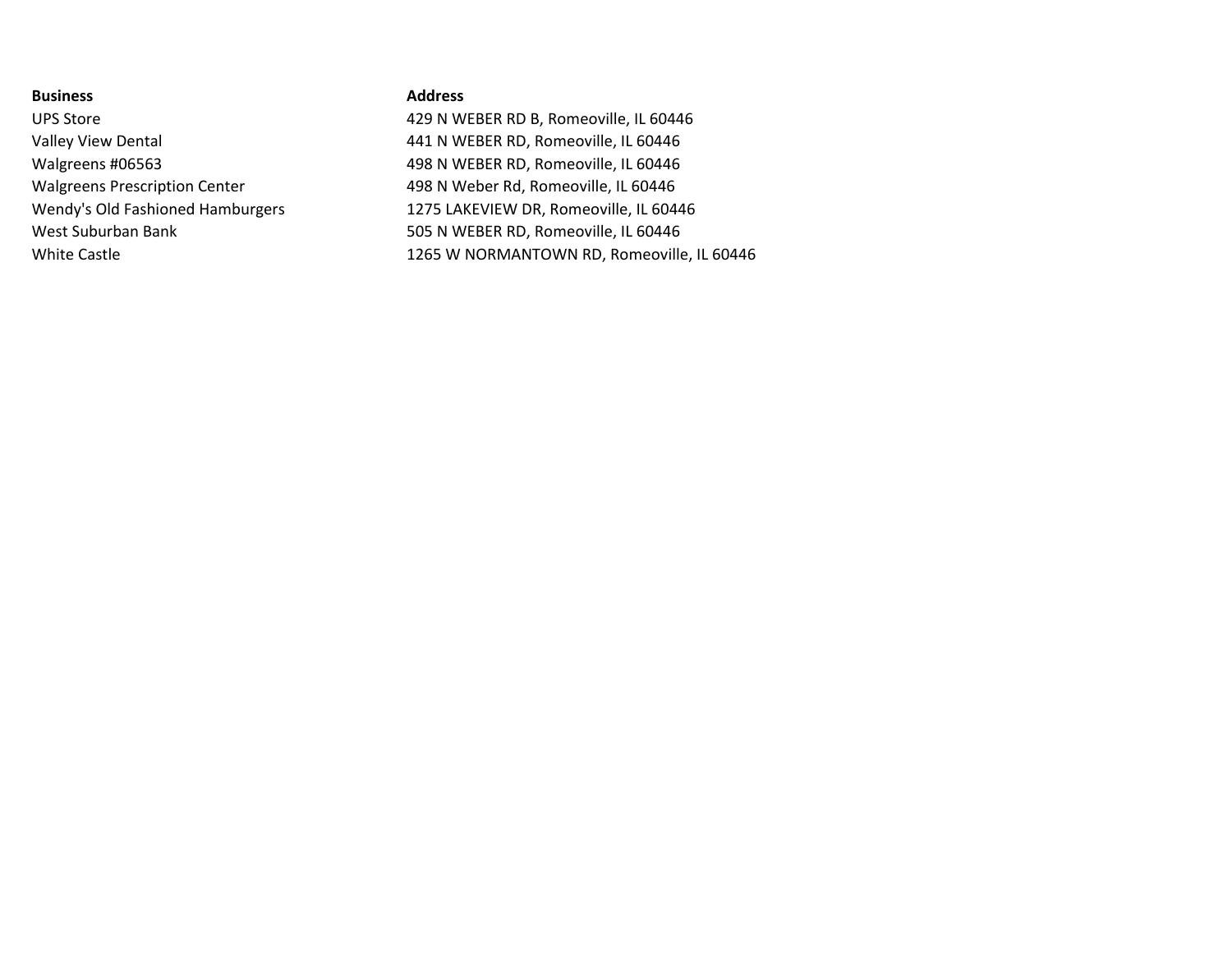| Business | Address |
| --- | --- |
| UPS Store | 429 N WEBER RD B, Romeoville, IL 60446 |
| Valley View Dental | 441 N WEBER RD, Romeoville, IL 60446 |
| Walgreens #06563 | 498 N WEBER RD, Romeoville, IL 60446 |
| Walgreens Prescription Center | 498 N Weber Rd, Romeoville, IL 60446 |
| Wendy's Old Fashioned Hamburgers | 1275 LAKEVIEW DR, Romeoville, IL 60446 |
| West Suburban Bank | 505 N WEBER RD, Romeoville, IL 60446 |
| White Castle | 1265 W NORMANTOWN RD, Romeoville, IL 60446 |